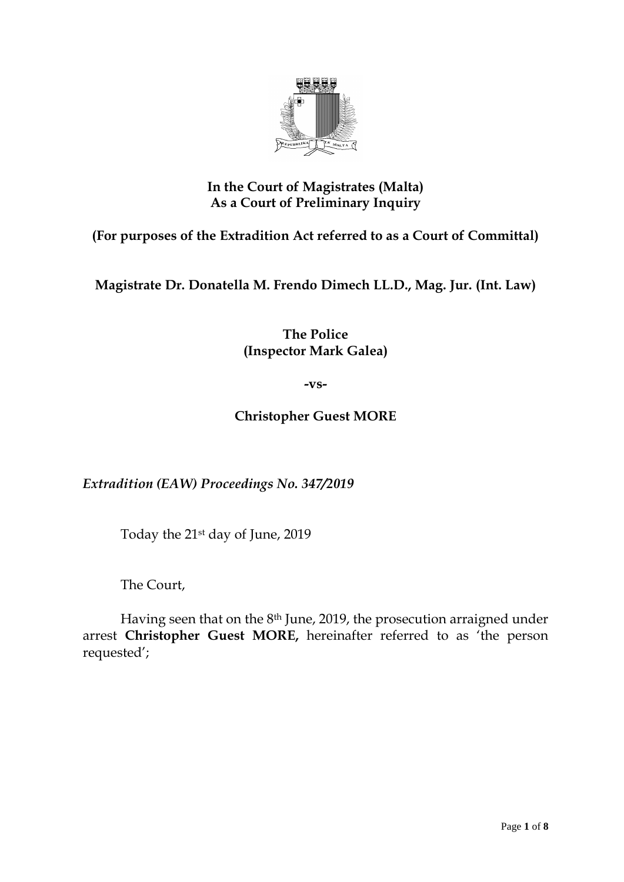**In the Court of Magistrates (Malta)**
**As a Court of Preliminary Inquiry**

**(For purposes of the Extradition Act referred to as a Court of Committal)**

**Magistrate Dr. Donatella M. Frendo Dimech LL.D., Mag. Jur. (Int. Law)**

**The Police**
**(Inspector Mark Galea)**

**-vs-**

**Christopher Guest MORE**

*Extradition (EAW) Proceedings No. 347/2019*

Today the 21st day of June, 2019

The Court,

Having seen that on the 8th June, 2019, the prosecution arraigned under arrest **Christopher Guest MORE,** hereinafter referred to as 'the person requested';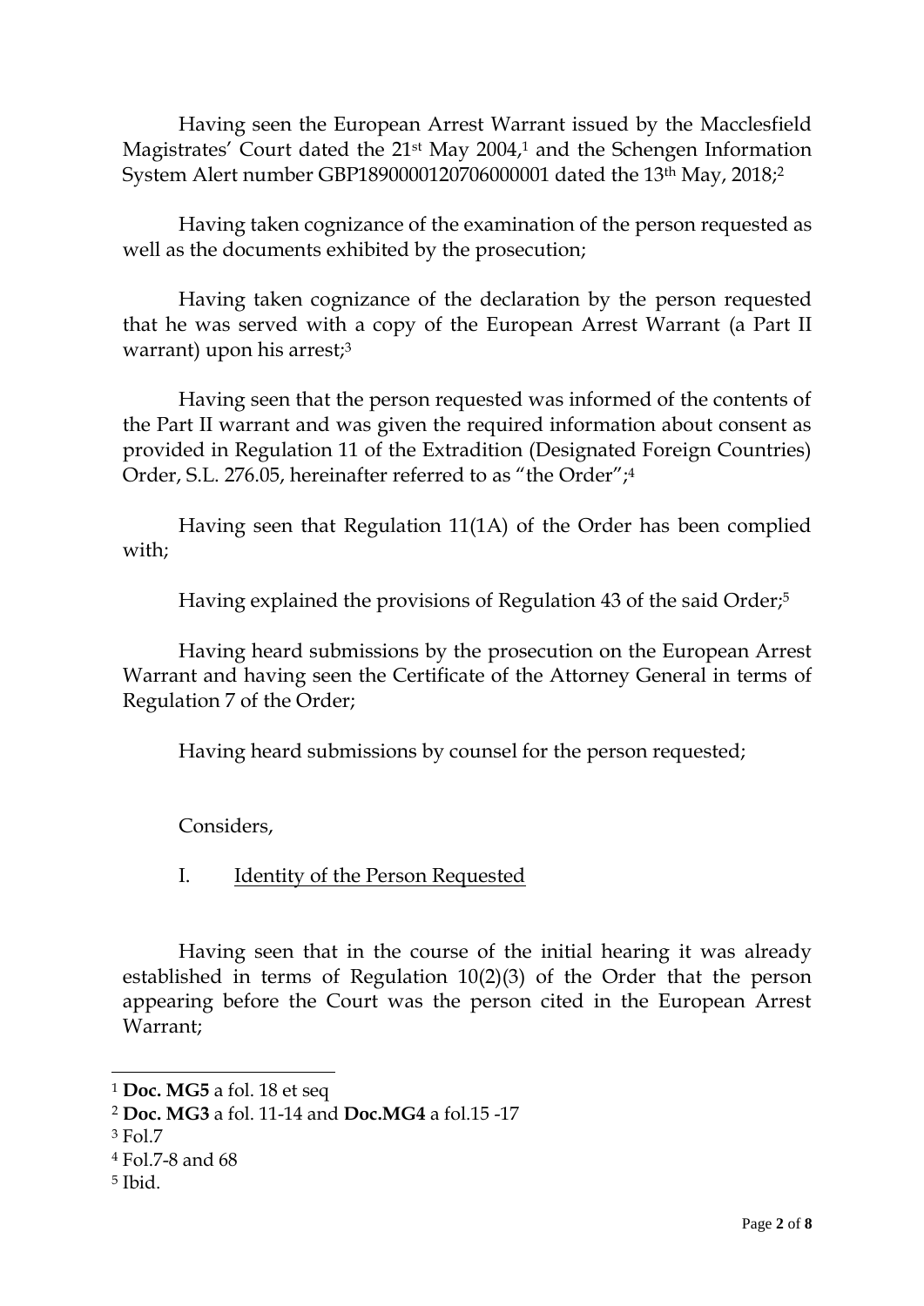Having seen the European Arrest Warrant issued by the Macclesfield Magistrates' Court dated the 21st May 2004,[1] and the Schengen Information System Alert number GBP1890000120706000001 dated the 13th May, 2018;[2]

Having taken cognizance of the examination of the person requested as well as the documents exhibited by the prosecution;

Having taken cognizance of the declaration by the person requested that he was served with a copy of the European Arrest Warrant (a Part II warrant) upon his arrest;[3]

Having seen that the person requested was informed of the contents of the Part II warrant and was given the required information about consent as provided in Regulation 11 of the Extradition (Designated Foreign Countries) Order, S.L. 276.05, hereinafter referred to as "the Order";[4]

Having seen that Regulation 11(1A) of the Order has been complied with;

Having explained the provisions of Regulation 43 of the said Order;[5]

Having heard submissions by the prosecution on the European Arrest Warrant and having seen the Certificate of the Attorney General in terms of Regulation 7 of the Order;

Having heard submissions by counsel for the person requested;

Considers,

I. Identity of the Person Requested

Having seen that in the course of the initial hearing it was already established in terms of Regulation 10(2)(3) of the Order that the person appearing before the Court was the person cited in the European Arrest Warrant;

---

[1] **Doc. MG5** a fol. 18 et seq

[2] **Doc. MG3** a fol. 11-14 and **Doc.MG4** a fol.15 -17

[3] Fol.7

[4] Fol.7-8 and 68

[5] Ibid.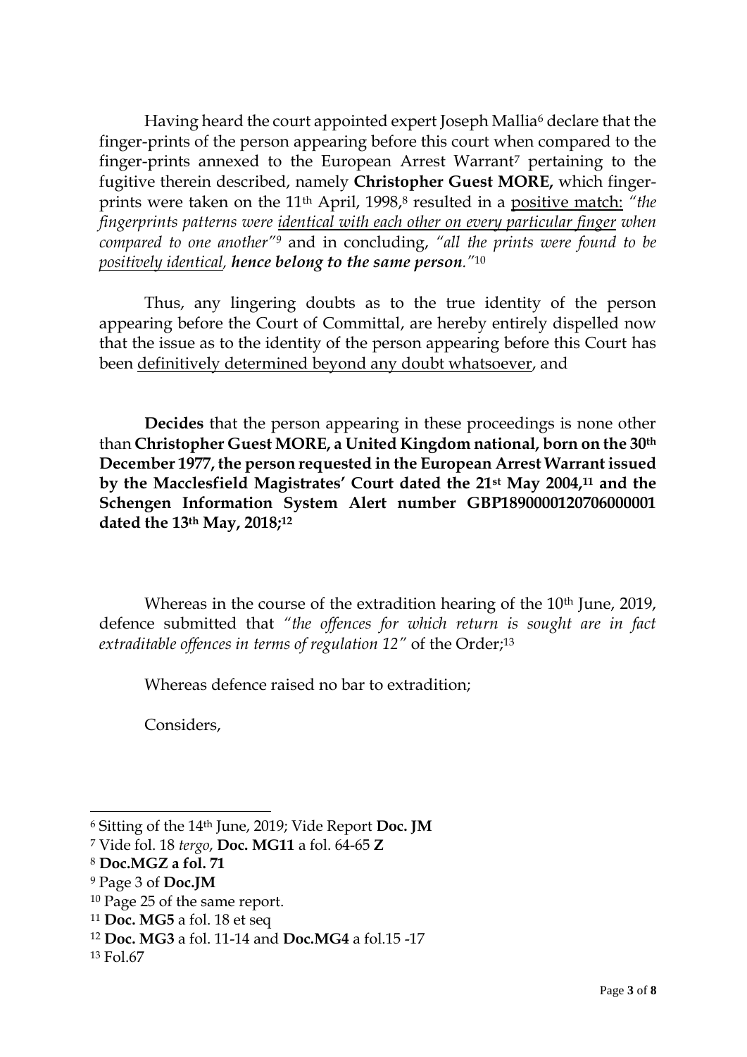Having heard the court appointed expert Joseph Mallia[6] declare that the finger-prints of the person appearing before this court when compared to the finger-prints annexed to the European Arrest Warrant[7] pertaining to the fugitive therein described, namely **Christopher Guest MORE,** which finger-prints were taken on the 11th April, 1998,[8] resulted in a positive match: *"the fingerprints patterns were identical with each other on every particular finger when compared to one another"*[9] and in concluding, *"all the prints were found to be positively identical, **hence belong to the same person**."*[10]

Thus, any lingering doubts as to the true identity of the person appearing before the Court of Committal, are hereby entirely dispelled now that the issue as to the identity of the person appearing before this Court has been definitively determined beyond any doubt whatsoever, and

**Decides** that the person appearing in these proceedings is none other than **Christopher Guest MORE, a United Kingdom national, born on the 30th December 1977, the person requested in the European Arrest Warrant issued by the Macclesfield Magistrates' Court dated the 21st May 2004,[11] and the Schengen Information System Alert number GBP1890000120706000001 dated the 13th May, 2018;[12]**

Whereas in the course of the extradition hearing of the 10th June, 2019, defence submitted that *"the offences for which return is sought are in fact extraditable offences in terms of regulation 12"* of the Order;[13]

Whereas defence raised no bar to extradition;

Considers,

---

[6] Sitting of the 14th June, 2019; Vide Report **Doc. JM**

[7] Vide fol. 18 *tergo*, **Doc. MG11** a fol. 64-65 **Z**

[8] **Doc.MGZ a fol. 71**

[9] Page 3 of **Doc.JM**

[10] Page 25 of the same report.

[11] **Doc. MG5** a fol. 18 et seq

[12] **Doc. MG3** a fol. 11-14 and **Doc.MG4** a fol.15 -17

[13] Fol.67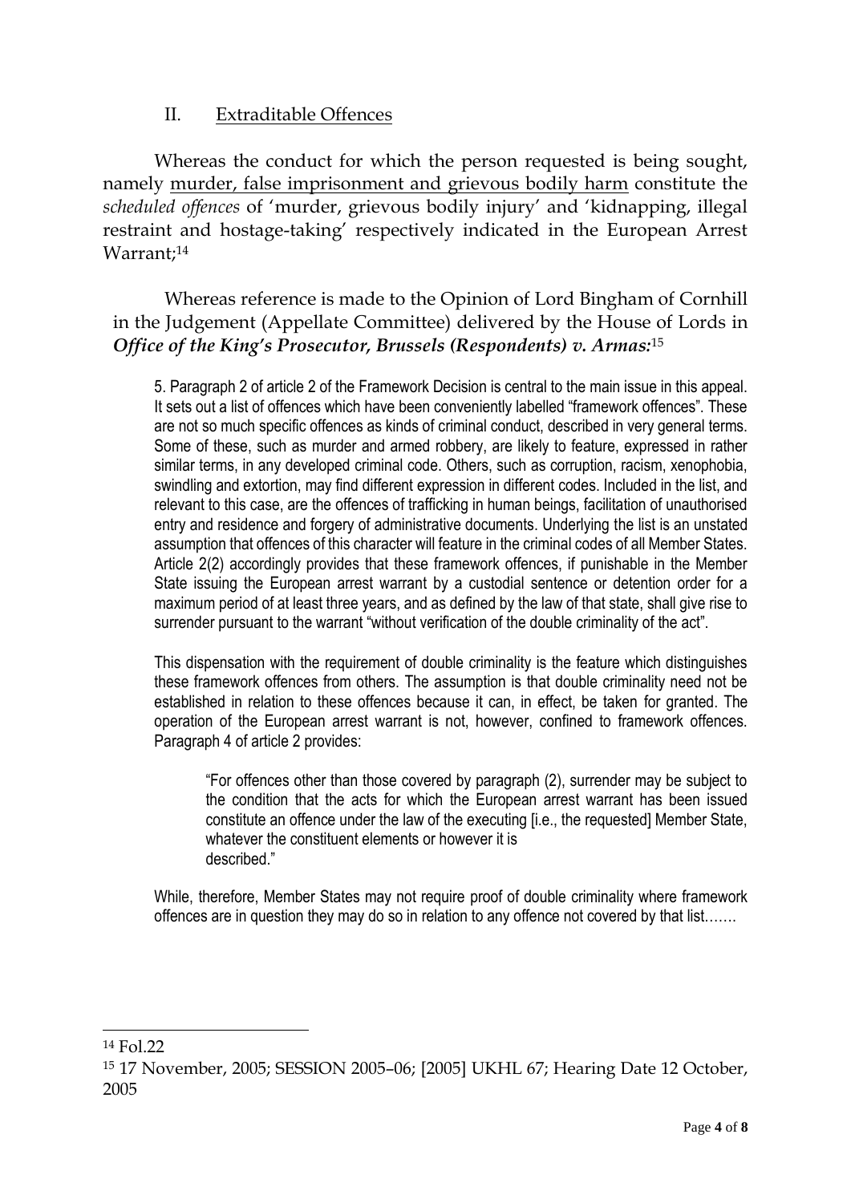## II. Extraditable Offences

Whereas the conduct for which the person requested is being sought, namely murder, false imprisonment and grievous bodily harm constitute the *scheduled offences* of 'murder, grievous bodily injury' and 'kidnapping, illegal restraint and hostage-taking' respectively indicated in the European Arrest Warrant;[14]

Whereas reference is made to the Opinion of Lord Bingham of Cornhill in the Judgement (Appellate Committee) delivered by the House of Lords in ***Office of the King's Prosecutor, Brussels (Respondents) v. Armas:***[15]

> 5. Paragraph 2 of article 2 of the Framework Decision is central to the main issue in this appeal. It sets out a list of offences which have been conveniently labelled "framework offences". These are not so much specific offences as kinds of criminal conduct, described in very general terms. Some of these, such as murder and armed robbery, are likely to feature, expressed in rather similar terms, in any developed criminal code. Others, such as corruption, racism, xenophobia, swindling and extortion, may find different expression in different codes. Included in the list, and relevant to this case, are the offences of trafficking in human beings, facilitation of unauthorised entry and residence and forgery of administrative documents. Underlying the list is an unstated assumption that offences of this character will feature in the criminal codes of all Member States. Article 2(2) accordingly provides that these framework offences, if punishable in the Member State issuing the European arrest warrant by a custodial sentence or detention order for a maximum period of at least three years, and as defined by the law of that state, shall give rise to surrender pursuant to the warrant "without verification of the double criminality of the act".
>
> This dispensation with the requirement of double criminality is the feature which distinguishes these framework offences from others. The assumption is that double criminality need not be established in relation to these offences because it can, in effect, be taken for granted. The operation of the European arrest warrant is not, however, confined to framework offences. Paragraph 4 of article 2 provides:
>
> > "For offences other than those covered by paragraph (2), surrender may be subject to the condition that the acts for which the European arrest warrant has been issued constitute an offence under the law of the executing [i.e., the requested] Member State, whatever the constituent elements or however it is described."
>
> While, therefore, Member States may not require proof of double criminality where framework offences are in question they may do so in relation to any offence not covered by that list…….

---

[14] Fol.22

[15] 17 November, 2005; SESSION 2005–06; [2005] UKHL 67; Hearing Date 12 October, 2005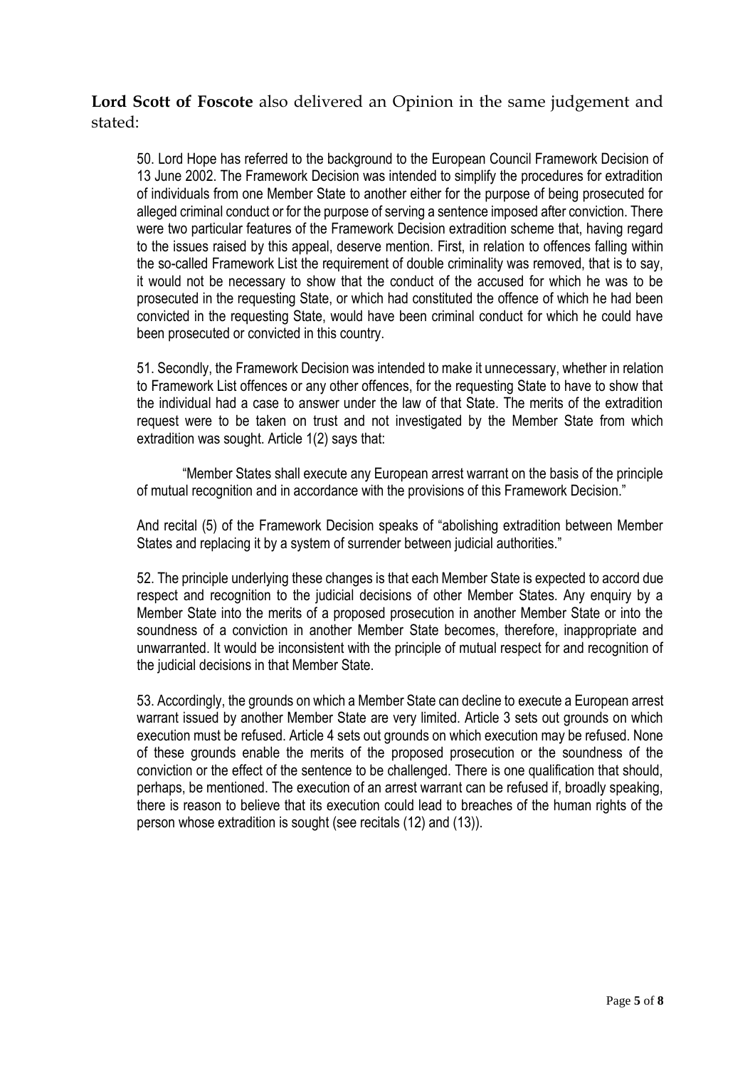**Lord Scott of Foscote** also delivered an Opinion in the same judgement and stated:

> 50. Lord Hope has referred to the background to the European Council Framework Decision of 13 June 2002. The Framework Decision was intended to simplify the procedures for extradition of individuals from one Member State to another either for the purpose of being prosecuted for alleged criminal conduct or for the purpose of serving a sentence imposed after conviction. There were two particular features of the Framework Decision extradition scheme that, having regard to the issues raised by this appeal, deserve mention. First, in relation to offences falling within the so-called Framework List the requirement of double criminality was removed, that is to say, it would not be necessary to show that the conduct of the accused for which he was to be prosecuted in the requesting State, or which had constituted the offence of which he had been convicted in the requesting State, would have been criminal conduct for which he could have been prosecuted or convicted in this country.
>
> 51. Secondly, the Framework Decision was intended to make it unnecessary, whether in relation to Framework List offences or any other offences, for the requesting State to have to show that the individual had a case to answer under the law of that State. The merits of the extradition request were to be taken on trust and not investigated by the Member State from which extradition was sought. Article 1(2) says that:
>
> > "Member States shall execute any European arrest warrant on the basis of the principle of mutual recognition and in accordance with the provisions of this Framework Decision."
>
> And recital (5) of the Framework Decision speaks of "abolishing extradition between Member States and replacing it by a system of surrender between judicial authorities."
>
> 52. The principle underlying these changes is that each Member State is expected to accord due respect and recognition to the judicial decisions of other Member States. Any enquiry by a Member State into the merits of a proposed prosecution in another Member State or into the soundness of a conviction in another Member State becomes, therefore, inappropriate and unwarranted. It would be inconsistent with the principle of mutual respect for and recognition of the judicial decisions in that Member State.
>
> 53. Accordingly, the grounds on which a Member State can decline to execute a European arrest warrant issued by another Member State are very limited. Article 3 sets out grounds on which execution must be refused. Article 4 sets out grounds on which execution may be refused. None of these grounds enable the merits of the proposed prosecution or the soundness of the conviction or the effect of the sentence to be challenged. There is one qualification that should, perhaps, be mentioned. The execution of an arrest warrant can be refused if, broadly speaking, there is reason to believe that its execution could lead to breaches of the human rights of the person whose extradition is sought (see recitals (12) and (13)).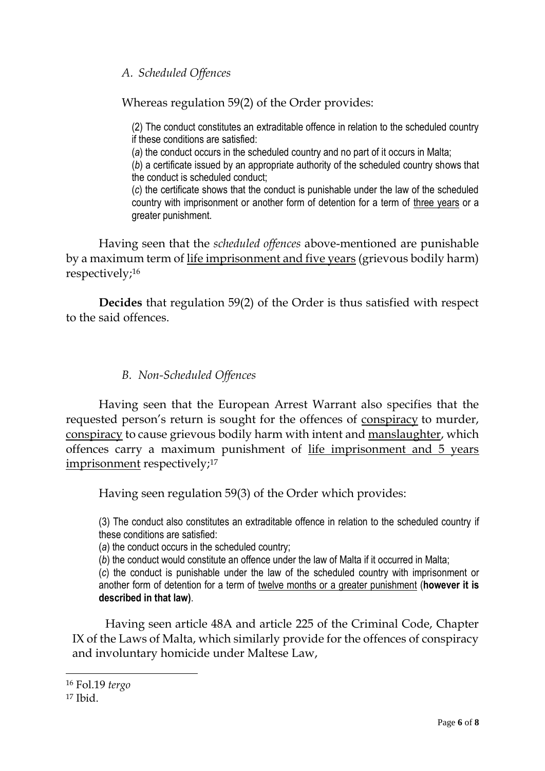### *A. Scheduled Offences*

Whereas regulation 59(2) of the Order provides:

> (2) The conduct constitutes an extraditable offence in relation to the scheduled country if these conditions are satisfied:
>
> (*a*) the conduct occurs in the scheduled country and no part of it occurs in Malta;
>
> (*b*) a certificate issued by an appropriate authority of the scheduled country shows that the conduct is scheduled conduct;
>
> (*c*) the certificate shows that the conduct is punishable under the law of the scheduled country with imprisonment or another form of detention for a term of <u>three years</u> or a greater punishment.

Having seen that the *scheduled offences* above-mentioned are punishable by a maximum term of <u>life imprisonment and five years</u> (grievous bodily harm) respectively;[16]

**Decides** that regulation 59(2) of the Order is thus satisfied with respect to the said offences.

### *B. Non-Scheduled Offences*

Having seen that the European Arrest Warrant also specifies that the requested person's return is sought for the offences of <u>conspiracy</u> to murder, <u>conspiracy</u> to cause grievous bodily harm with intent and <u>manslaughter</u>, which offences carry a maximum punishment of <u>life imprisonment and 5 years imprisonment</u> respectively;[17]

Having seen regulation 59(3) of the Order which provides:

> (3) The conduct also constitutes an extraditable offence in relation to the scheduled country if these conditions are satisfied:
>
> (*a*) the conduct occurs in the scheduled country;
>
> (*b*) the conduct would constitute an offence under the law of Malta if it occurred in Malta;
>
> (*c*) the conduct is punishable under the law of the scheduled country with imprisonment or another form of detention for a term of <u>twelve months or a greater punishment</u> (**however it is described in that law)**.

Having seen article 48A and article 225 of the Criminal Code, Chapter IX of the Laws of Malta, which similarly provide for the offences of conspiracy and involuntary homicide under Maltese Law,

---

[16] Fol.19 *tergo*

[17] Ibid.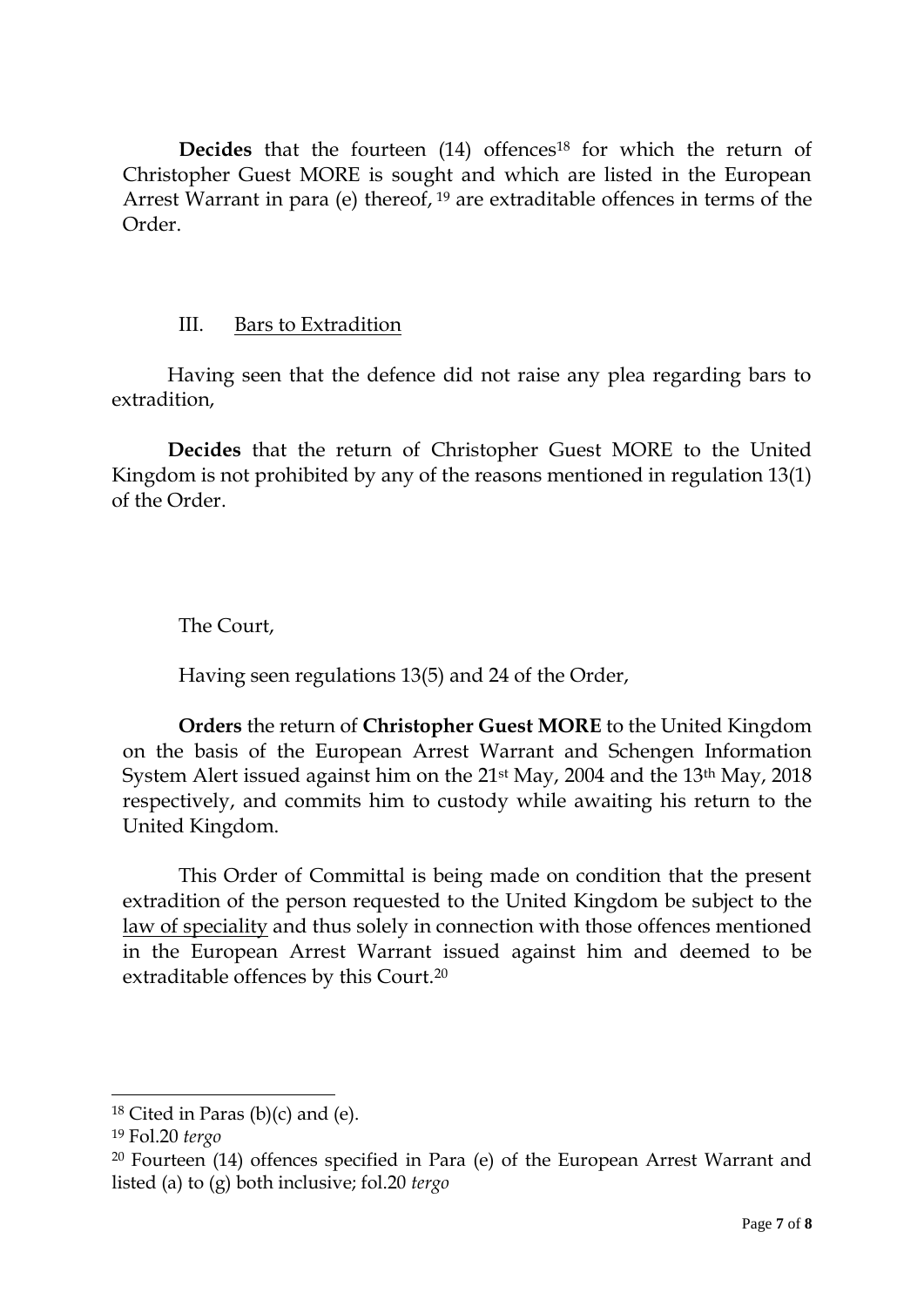**Decides** that the fourteen (14) offences[18] for which the return of Christopher Guest MORE is sought and which are listed in the European Arrest Warrant in para (e) thereof, [19] are extraditable offences in terms of the Order.

## III. Bars to Extradition

Having seen that the defence did not raise any plea regarding bars to extradition,

**Decides** that the return of Christopher Guest MORE to the United Kingdom is not prohibited by any of the reasons mentioned in regulation 13(1) of the Order.

The Court,

Having seen regulations 13(5) and 24 of the Order,

**Orders** the return of **Christopher Guest MORE** to the United Kingdom on the basis of the European Arrest Warrant and Schengen Information System Alert issued against him on the 21st May, 2004 and the 13th May, 2018 respectively, and commits him to custody while awaiting his return to the United Kingdom.

This Order of Committal is being made on condition that the present extradition of the person requested to the United Kingdom be subject to the law of speciality and thus solely in connection with those offences mentioned in the European Arrest Warrant issued against him and deemed to be extraditable offences by this Court.[20]

---

[18] Cited in Paras (b)(c) and (e).

[19] Fol.20 *tergo*

[20] Fourteen (14) offences specified in Para (e) of the European Arrest Warrant and listed (a) to (g) both inclusive; fol.20 *tergo*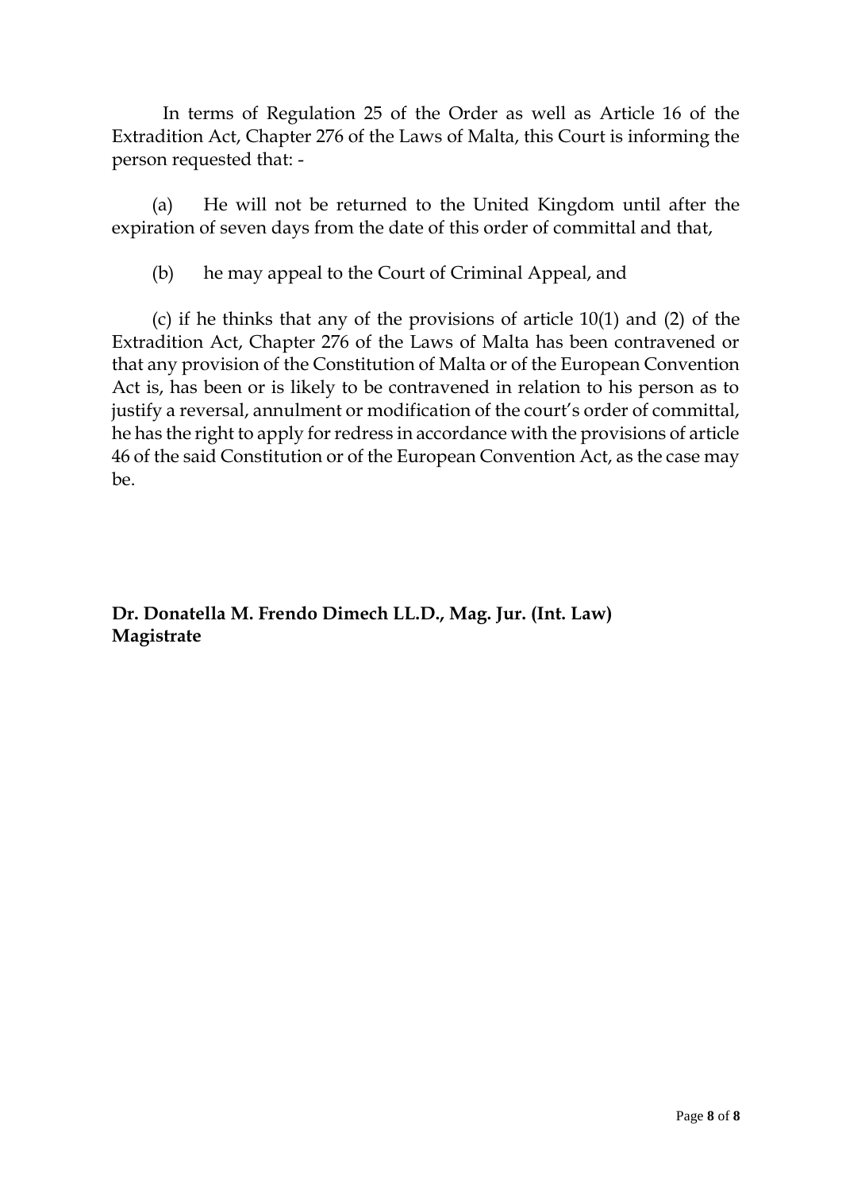In terms of Regulation 25 of the Order as well as Article 16 of the Extradition Act, Chapter 276 of the Laws of Malta, this Court is informing the person requested that: -

(a) He will not be returned to the United Kingdom until after the expiration of seven days from the date of this order of committal and that,

(b) he may appeal to the Court of Criminal Appeal, and

(c) if he thinks that any of the provisions of article 10(1) and (2) of the Extradition Act, Chapter 276 of the Laws of Malta has been contravened or that any provision of the Constitution of Malta or of the European Convention Act is, has been or is likely to be contravened in relation to his person as to justify a reversal, annulment or modification of the court's order of committal, he has the right to apply for redress in accordance with the provisions of article 46 of the said Constitution or of the European Convention Act, as the case may be.

**Dr. Donatella M. Frendo Dimech LL.D., Mag. Jur. (Int. Law)**
**Magistrate**